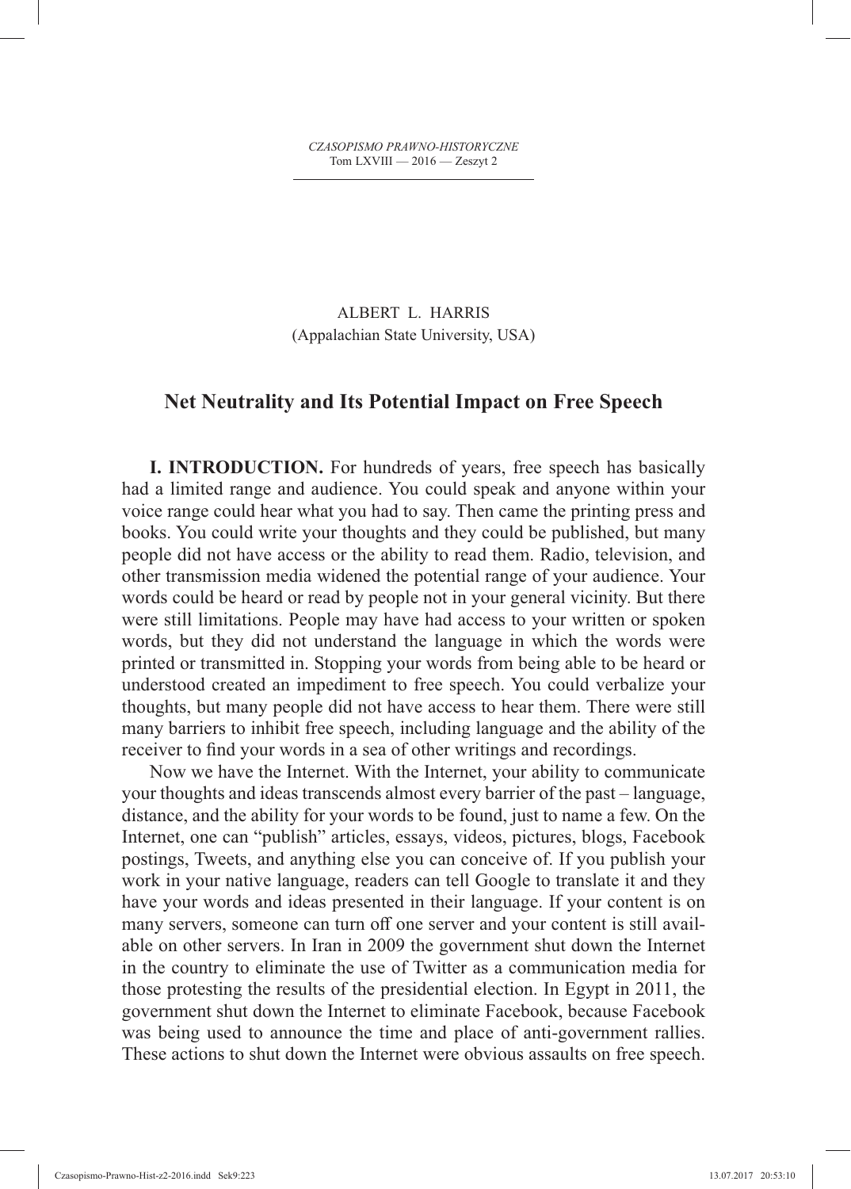ALBERT L. HARRIS
(Appalachian State University, USA)

# Net Neutrality and Its Potential Impact on Free Speech

**I. INTRODUCTION.** For hundreds of years, free speech has basically had a limited range and audience. You could speak and anyone within your voice range could hear what you had to say. Then came the printing press and books. You could write your thoughts and they could be published, but many people did not have access or the ability to read them. Radio, television, and other transmission media widened the potential range of your audience. Your words could be heard or read by people not in your general vicinity. But there were still limitations. People may have had access to your written or spoken words, but they did not understand the language in which the words were printed or transmitted in. Stopping your words from being able to be heard or understood created an impediment to free speech. You could verbalize your thoughts, but many people did not have access to hear them. There were still many barriers to inhibit free speech, including language and the ability of the receiver to find your words in a sea of other writings and recordings.

Now we have the Internet. With the Internet, your ability to communicate your thoughts and ideas transcends almost every barrier of the past – language, distance, and the ability for your words to be found, just to name a few. On the Internet, one can "publish" articles, essays, videos, pictures, blogs, Facebook postings, Tweets, and anything else you can conceive of. If you publish your work in your native language, readers can tell Google to translate it and they have your words and ideas presented in their language. If your content is on many servers, someone can turn off one server and your content is still available on other servers. In Iran in 2009 the government shut down the Internet in the country to eliminate the use of Twitter as a communication media for those protesting the results of the presidential election. In Egypt in 2011, the government shut down the Internet to eliminate Facebook, because Facebook was being used to announce the time and place of anti-government rallies. These actions to shut down the Internet were obvious assaults on free speech.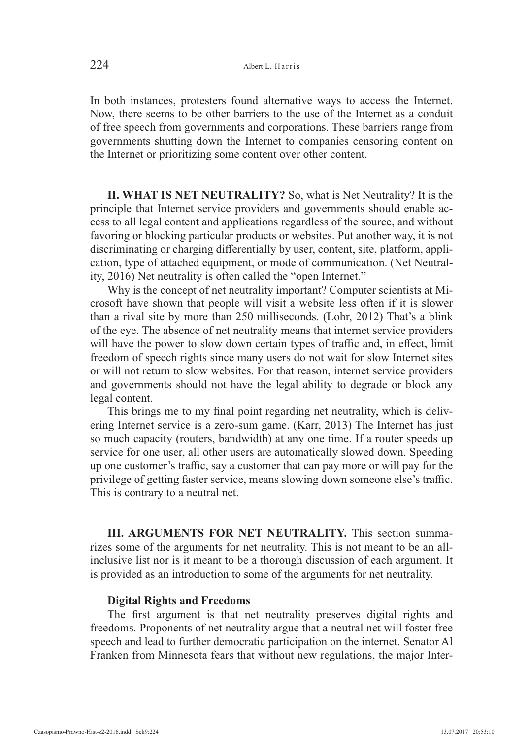In both instances, protesters found alternative ways to access the Internet. Now, there seems to be other barriers to the use of the Internet as a conduit of free speech from governments and corporations. These barriers range from governments shutting down the Internet to companies censoring content on the Internet or prioritizing some content over other content.

**II. WHAT IS NET NEUTRALITY?** So, what is Net Neutrality? It is the principle that Internet service providers and governments should enable access to all legal content and applications regardless of the source, and without favoring or blocking particular products or websites. Put another way, it is not discriminating or charging differentially by user, content, site, platform, application, type of attached equipment, or mode of communication. (Net Neutrality, 2016) Net neutrality is often called the "open Internet."

Why is the concept of net neutrality important? Computer scientists at Microsoft have shown that people will visit a website less often if it is slower than a rival site by more than 250 milliseconds. (Lohr, 2012) That's a blink of the eye. The absence of net neutrality means that internet service providers will have the power to slow down certain types of traffic and, in effect, limit freedom of speech rights since many users do not wait for slow Internet sites or will not return to slow websites. For that reason, internet service providers and governments should not have the legal ability to degrade or block any legal content.

This brings me to my final point regarding net neutrality, which is delivering Internet service is a zero-sum game. (Karr, 2013) The Internet has just so much capacity (routers, bandwidth) at any one time. If a router speeds up service for one user, all other users are automatically slowed down. Speeding up one customer's traffic, say a customer that can pay more or will pay for the privilege of getting faster service, means slowing down someone else's traffic. This is contrary to a neutral net.

**III. ARGUMENTS FOR NET NEUTRALITY.** This section summarizes some of the arguments for net neutrality. This is not meant to be an all-inclusive list nor is it meant to be a thorough discussion of each argument. It is provided as an introduction to some of the arguments for net neutrality.

**Digital Rights and Freedoms**

The first argument is that net neutrality preserves digital rights and freedoms. Proponents of net neutrality argue that a neutral net will foster free speech and lead to further democratic participation on the internet. Senator Al Franken from Minnesota fears that without new regulations, the major Inter-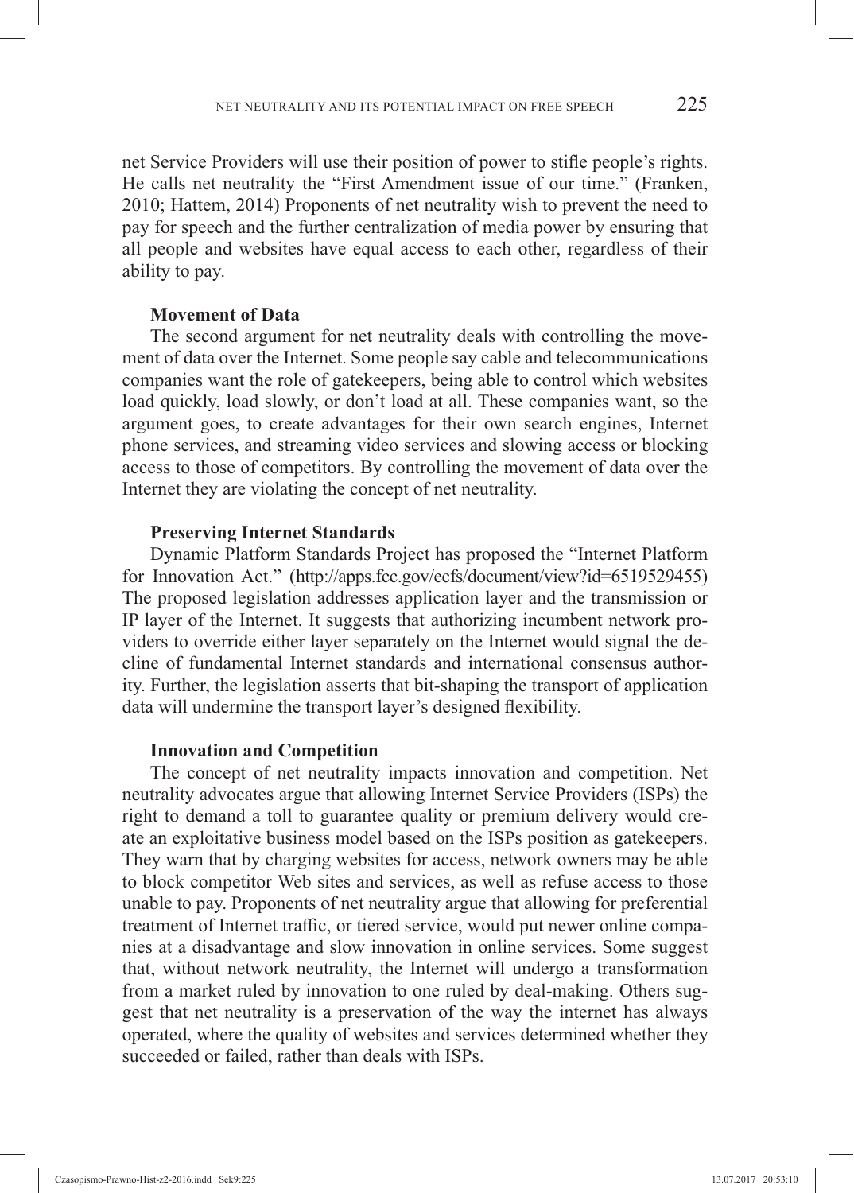net Service Providers will use their position of power to stifle people's rights. He calls net neutrality the "First Amendment issue of our time." (Franken, 2010; Hattem, 2014) Proponents of net neutrality wish to prevent the need to pay for speech and the further centralization of media power by ensuring that all people and websites have equal access to each other, regardless of their ability to pay.

**Movement of Data**

The second argument for net neutrality deals with controlling the movement of data over the Internet. Some people say cable and telecommunications companies want the role of gatekeepers, being able to control which websites load quickly, load slowly, or don't load at all. These companies want, so the argument goes, to create advantages for their own search engines, Internet phone services, and streaming video services and slowing access or blocking access to those of competitors. By controlling the movement of data over the Internet they are violating the concept of net neutrality.

**Preserving Internet Standards**

Dynamic Platform Standards Project has proposed the "Internet Platform for Innovation Act." (http://apps.fcc.gov/ecfs/document/view?id=6519529455) The proposed legislation addresses application layer and the transmission or IP layer of the Internet. It suggests that authorizing incumbent network providers to override either layer separately on the Internet would signal the decline of fundamental Internet standards and international consensus authority. Further, the legislation asserts that bit-shaping the transport of application data will undermine the transport layer's designed flexibility.

**Innovation and Competition**

The concept of net neutrality impacts innovation and competition. Net neutrality advocates argue that allowing Internet Service Providers (ISPs) the right to demand a toll to guarantee quality or premium delivery would create an exploitative business model based on the ISPs position as gatekeepers. They warn that by charging websites for access, network owners may be able to block competitor Web sites and services, as well as refuse access to those unable to pay. Proponents of net neutrality argue that allowing for preferential treatment of Internet traffic, or tiered service, would put newer online companies at a disadvantage and slow innovation in online services. Some suggest that, without network neutrality, the Internet will undergo a transformation from a market ruled by innovation to one ruled by deal-making. Others suggest that net neutrality is a preservation of the way the internet has always operated, where the quality of websites and services determined whether they succeeded or failed, rather than deals with ISPs.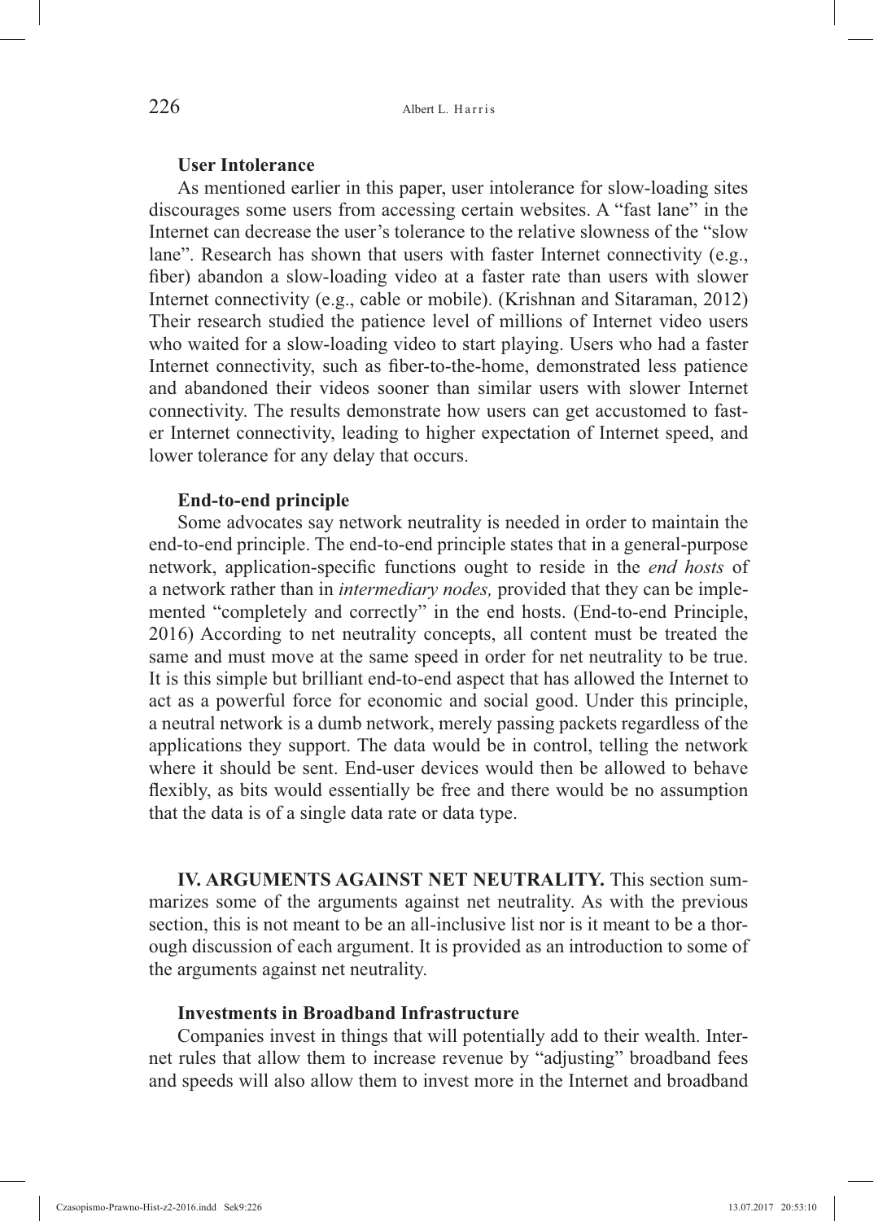**User Intolerance**

As mentioned earlier in this paper, user intolerance for slow-loading sites discourages some users from accessing certain websites. A "fast lane" in the Internet can decrease the user's tolerance to the relative slowness of the "slow lane". Research has shown that users with faster Internet connectivity (e.g., fiber) abandon a slow-loading video at a faster rate than users with slower Internet connectivity (e.g., cable or mobile). (Krishnan and Sitaraman, 2012) Their research studied the patience level of millions of Internet video users who waited for a slow-loading video to start playing. Users who had a faster Internet connectivity, such as fiber-to-the-home, demonstrated less patience and abandoned their videos sooner than similar users with slower Internet connectivity. The results demonstrate how users can get accustomed to faster Internet connectivity, leading to higher expectation of Internet speed, and lower tolerance for any delay that occurs.

**End-to-end principle**

Some advocates say network neutrality is needed in order to maintain the end-to-end principle. The end-to-end principle states that in a general-purpose network, application-specific functions ought to reside in the *end hosts* of a network rather than in *intermediary nodes,* provided that they can be implemented "completely and correctly" in the end hosts. (End-to-end Principle, 2016) According to net neutrality concepts, all content must be treated the same and must move at the same speed in order for net neutrality to be true. It is this simple but brilliant end-to-end aspect that has allowed the Internet to act as a powerful force for economic and social good. Under this principle, a neutral network is a dumb network, merely passing packets regardless of the applications they support. The data would be in control, telling the network where it should be sent. End-user devices would then be allowed to behave flexibly, as bits would essentially be free and there would be no assumption that the data is of a single data rate or data type.

**IV. ARGUMENTS AGAINST NET NEUTRALITY.** This section summarizes some of the arguments against net neutrality. As with the previous section, this is not meant to be an all-inclusive list nor is it meant to be a thorough discussion of each argument. It is provided as an introduction to some of the arguments against net neutrality.

**Investments in Broadband Infrastructure**

Companies invest in things that will potentially add to their wealth. Internet rules that allow them to increase revenue by "adjusting" broadband fees and speeds will also allow them to invest more in the Internet and broadband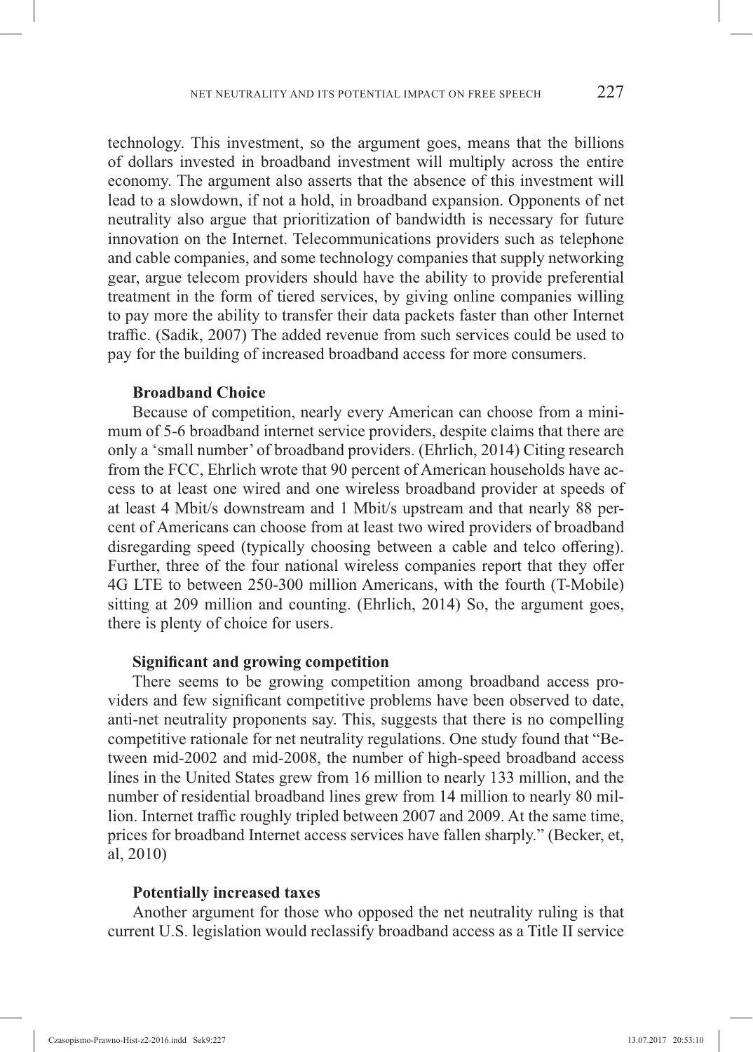technology. This investment, so the argument goes, means that the billions of dollars invested in broadband investment will multiply across the entire economy. The argument also asserts that the absence of this investment will lead to a slowdown, if not a hold, in broadband expansion. Opponents of net neutrality also argue that prioritization of bandwidth is necessary for future innovation on the Internet. Telecommunications providers such as telephone and cable companies, and some technology companies that supply networking gear, argue telecom providers should have the ability to provide preferential treatment in the form of tiered services, by giving online companies willing to pay more the ability to transfer their data packets faster than other Internet traffic. (Sadik, 2007) The added revenue from such services could be used to pay for the building of increased broadband access for more consumers.

**Broadband Choice**

Because of competition, nearly every American can choose from a minimum of 5-6 broadband internet service providers, despite claims that there are only a 'small number' of broadband providers. (Ehrlich, 2014) Citing research from the FCC, Ehrlich wrote that 90 percent of American households have access to at least one wired and one wireless broadband provider at speeds of at least 4 Mbit/s downstream and 1 Mbit/s upstream and that nearly 88 percent of Americans can choose from at least two wired providers of broadband disregarding speed (typically choosing between a cable and telco offering). Further, three of the four national wireless companies report that they offer 4G LTE to between 250-300 million Americans, with the fourth (T-Mobile) sitting at 209 million and counting. (Ehrlich, 2014) So, the argument goes, there is plenty of choice for users.

**Significant and growing competition**

There seems to be growing competition among broadband access providers and few significant competitive problems have been observed to date, anti-net neutrality proponents say. This, suggests that there is no compelling competitive rationale for net neutrality regulations. One study found that "Between mid-2002 and mid-2008, the number of high-speed broadband access lines in the United States grew from 16 million to nearly 133 million, and the number of residential broadband lines grew from 14 million to nearly 80 million. Internet traffic roughly tripled between 2007 and 2009. At the same time, prices for broadband Internet access services have fallen sharply." (Becker, et, al, 2010)

**Potentially increased taxes**

Another argument for those who opposed the net neutrality ruling is that current U.S. legislation would reclassify broadband access as a Title II service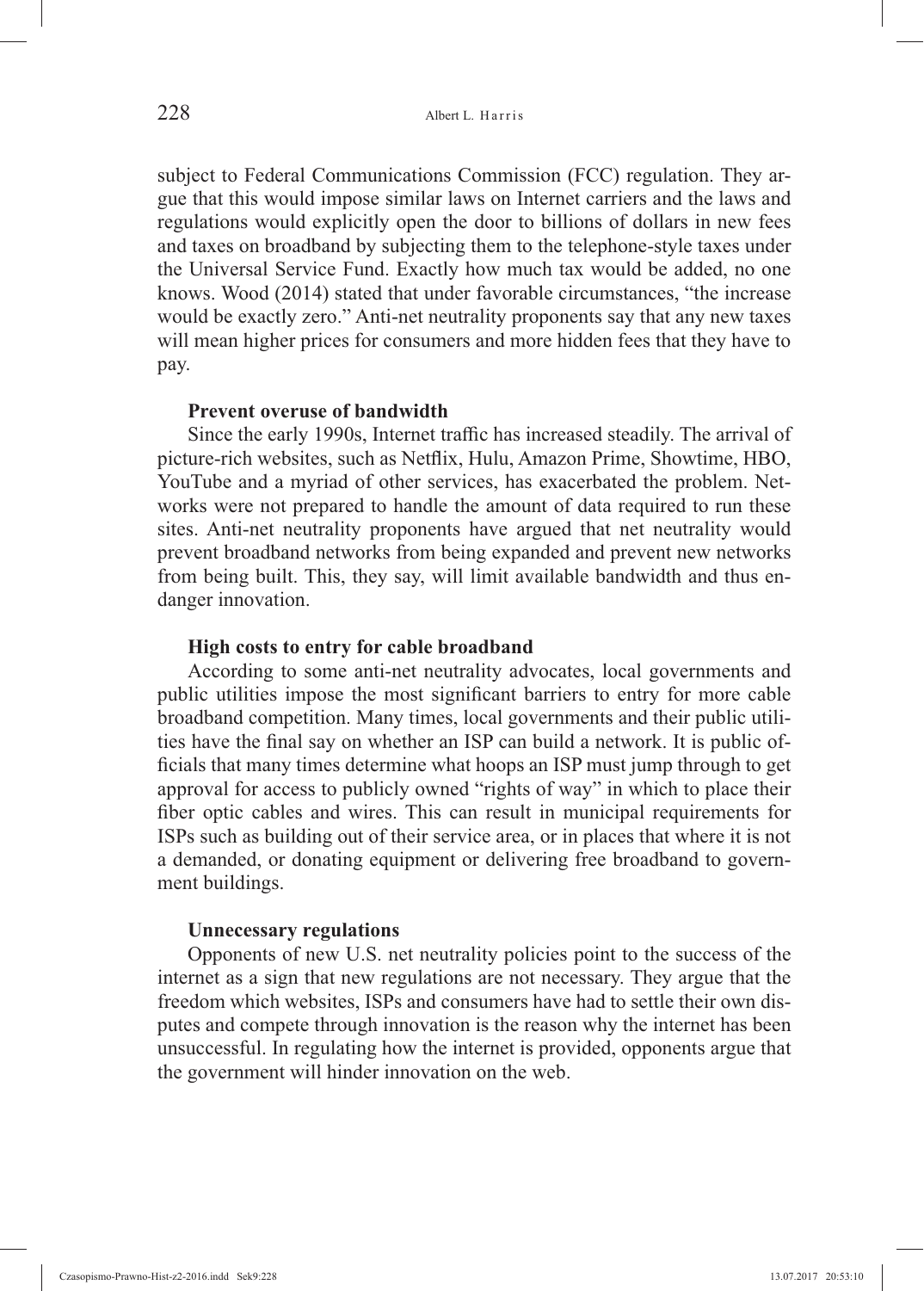subject to Federal Communications Commission (FCC) regulation. They argue that this would impose similar laws on Internet carriers and the laws and regulations would explicitly open the door to billions of dollars in new fees and taxes on broadband by subjecting them to the telephone-style taxes under the Universal Service Fund. Exactly how much tax would be added, no one knows. Wood (2014) stated that under favorable circumstances, "the increase would be exactly zero." Anti-net neutrality proponents say that any new taxes will mean higher prices for consumers and more hidden fees that they have to pay.

**Prevent overuse of bandwidth**

Since the early 1990s, Internet traffic has increased steadily. The arrival of picture-rich websites, such as Netflix, Hulu, Amazon Prime, Showtime, HBO, YouTube and a myriad of other services, has exacerbated the problem. Networks were not prepared to handle the amount of data required to run these sites. Anti-net neutrality proponents have argued that net neutrality would prevent broadband networks from being expanded and prevent new networks from being built. This, they say, will limit available bandwidth and thus endanger innovation.

**High costs to entry for cable broadband**

According to some anti-net neutrality advocates, local governments and public utilities impose the most significant barriers to entry for more cable broadband competition. Many times, local governments and their public utilities have the final say on whether an ISP can build a network. It is public officials that many times determine what hoops an ISP must jump through to get approval for access to publicly owned "rights of way" in which to place their fiber optic cables and wires. This can result in municipal requirements for ISPs such as building out of their service area, or in places that where it is not a demanded, or donating equipment or delivering free broadband to government buildings.

**Unnecessary regulations**

Opponents of new U.S. net neutrality policies point to the success of the internet as a sign that new regulations are not necessary. They argue that the freedom which websites, ISPs and consumers have had to settle their own disputes and compete through innovation is the reason why the internet has been unsuccessful. In regulating how the internet is provided, opponents argue that the government will hinder innovation on the web.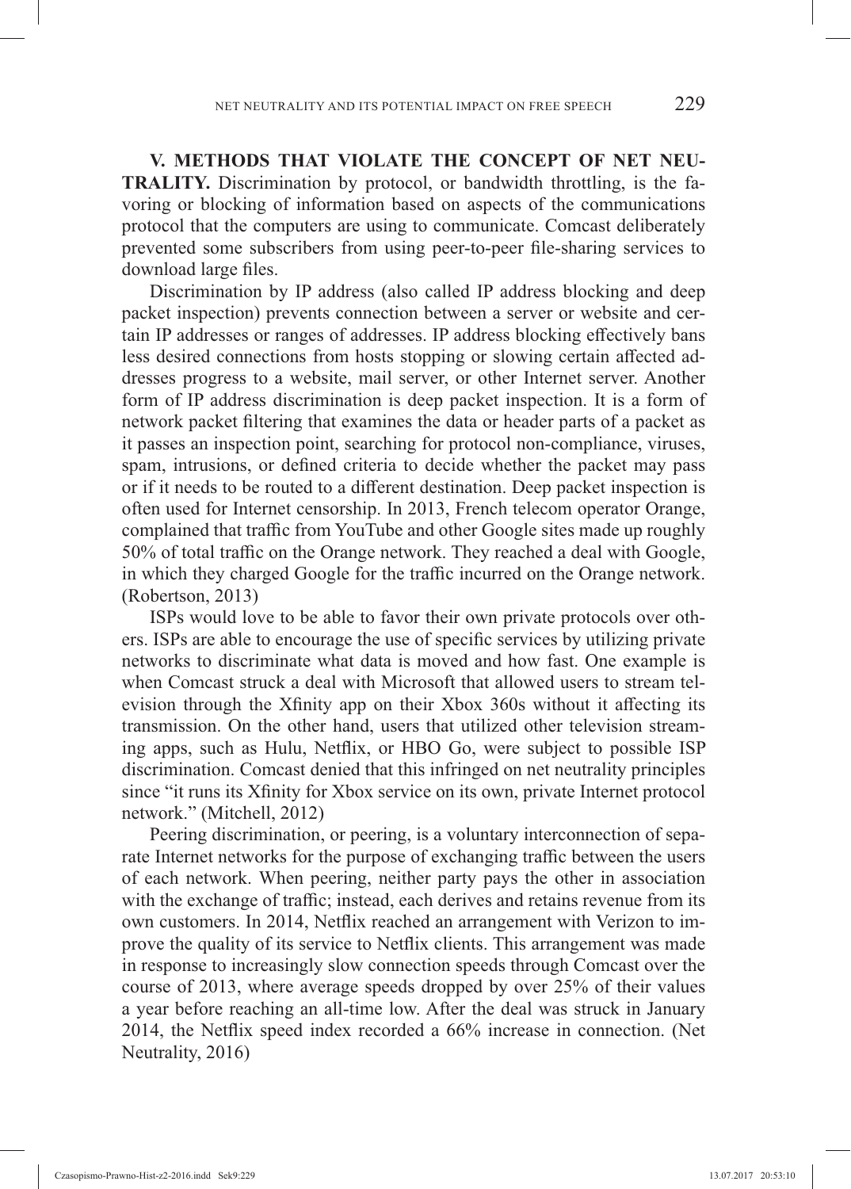**V. METHODS THAT VIOLATE THE CONCEPT OF NET NEUTRALITY.** Discrimination by protocol, or bandwidth throttling, is the favoring or blocking of information based on aspects of the communications protocol that the computers are using to communicate. Comcast deliberately prevented some subscribers from using peer-to-peer file-sharing services to download large files.

Discrimination by IP address (also called IP address blocking and deep packet inspection) prevents connection between a server or website and certain IP addresses or ranges of addresses. IP address blocking effectively bans less desired connections from hosts stopping or slowing certain affected addresses progress to a website, mail server, or other Internet server. Another form of IP address discrimination is deep packet inspection. It is a form of network packet filtering that examines the data or header parts of a packet as it passes an inspection point, searching for protocol non-compliance, viruses, spam, intrusions, or defined criteria to decide whether the packet may pass or if it needs to be routed to a different destination. Deep packet inspection is often used for Internet censorship. In 2013, French telecom operator Orange, complained that traffic from YouTube and other Google sites made up roughly 50% of total traffic on the Orange network. They reached a deal with Google, in which they charged Google for the traffic incurred on the Orange network. (Robertson, 2013)

ISPs would love to be able to favor their own private protocols over others. ISPs are able to encourage the use of specific services by utilizing private networks to discriminate what data is moved and how fast. One example is when Comcast struck a deal with Microsoft that allowed users to stream television through the Xfinity app on their Xbox 360s without it affecting its transmission. On the other hand, users that utilized other television streaming apps, such as Hulu, Netflix, or HBO Go, were subject to possible ISP discrimination. Comcast denied that this infringed on net neutrality principles since "it runs its Xfinity for Xbox service on its own, private Internet protocol network." (Mitchell, 2012)

Peering discrimination, or peering, is a voluntary interconnection of separate Internet networks for the purpose of exchanging traffic between the users of each network. When peering, neither party pays the other in association with the exchange of traffic; instead, each derives and retains revenue from its own customers. In 2014, Netflix reached an arrangement with Verizon to improve the quality of its service to Netflix clients. This arrangement was made in response to increasingly slow connection speeds through Comcast over the course of 2013, where average speeds dropped by over 25% of their values a year before reaching an all-time low. After the deal was struck in January 2014, the Netflix speed index recorded a 66% increase in connection. (Net Neutrality, 2016)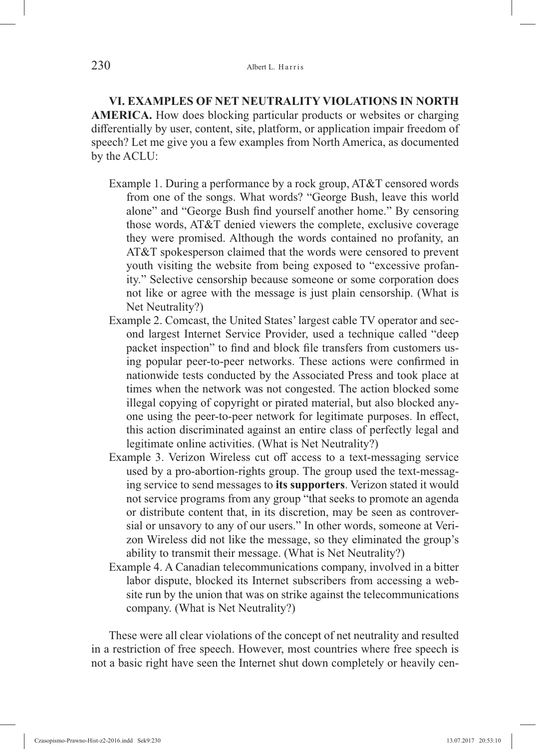**VI. EXAMPLES OF NET NEUTRALITY VIOLATIONS IN NORTH AMERICA.** How does blocking particular products or websites or charging differentially by user, content, site, platform, or application impair freedom of speech? Let me give you a few examples from North America, as documented by the ACLU:

Example 1. During a performance by a rock group, AT&T censored words from one of the songs. What words? "George Bush, leave this world alone" and "George Bush find yourself another home." By censoring those words, AT&T denied viewers the complete, exclusive coverage they were promised. Although the words contained no profanity, an AT&T spokesperson claimed that the words were censored to prevent youth visiting the website from being exposed to "excessive profanity." Selective censorship because someone or some corporation does not like or agree with the message is just plain censorship. (What is Net Neutrality?)

Example 2. Comcast, the United States' largest cable TV operator and second largest Internet Service Provider, used a technique called "deep packet inspection" to find and block file transfers from customers using popular peer-to-peer networks. These actions were confirmed in nationwide tests conducted by the Associated Press and took place at times when the network was not congested. The action blocked some illegal copying of copyright or pirated material, but also blocked anyone using the peer-to-peer network for legitimate purposes. In effect, this action discriminated against an entire class of perfectly legal and legitimate online activities. (What is Net Neutrality?)

Example 3. Verizon Wireless cut off access to a text-messaging service used by a pro-abortion-rights group. The group used the text-messaging service to send messages to **its supporters**. Verizon stated it would not service programs from any group "that seeks to promote an agenda or distribute content that, in its discretion, may be seen as controversial or unsavory to any of our users." In other words, someone at Verizon Wireless did not like the message, so they eliminated the group's ability to transmit their message. (What is Net Neutrality?)

Example 4. A Canadian telecommunications company, involved in a bitter labor dispute, blocked its Internet subscribers from accessing a website run by the union that was on strike against the telecommunications company. (What is Net Neutrality?)

These were all clear violations of the concept of net neutrality and resulted in a restriction of free speech. However, most countries where free speech is not a basic right have seen the Internet shut down completely or heavily cen-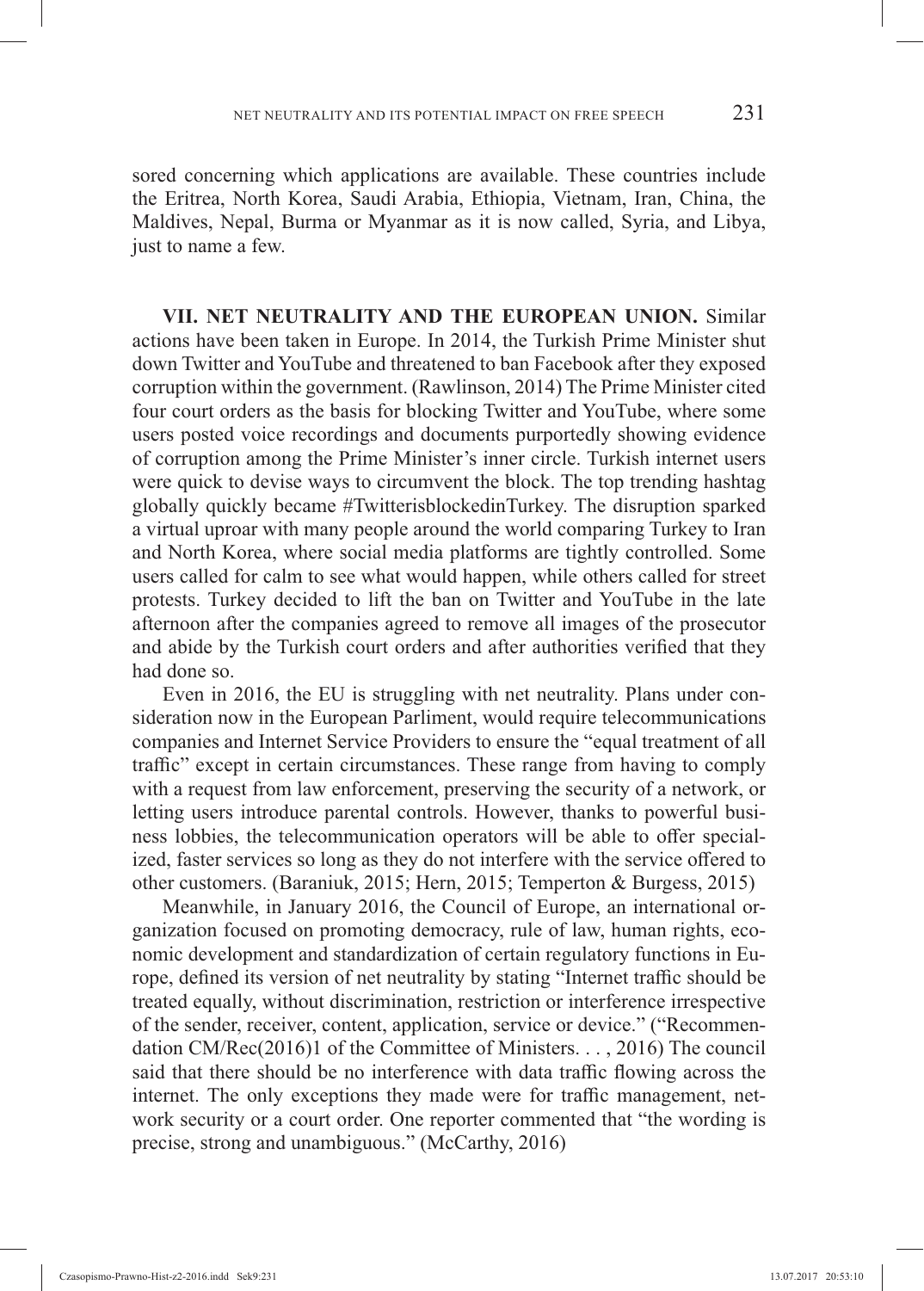sored concerning which applications are available. These countries include the Eritrea, North Korea, Saudi Arabia, Ethiopia, Vietnam, Iran, China, the Maldives, Nepal, Burma or Myanmar as it is now called, Syria, and Libya, just to name a few.

**VII. NET NEUTRALITY AND THE EUROPEAN UNION.** Similar actions have been taken in Europe. In 2014, the Turkish Prime Minister shut down Twitter and YouTube and threatened to ban Facebook after they exposed corruption within the government. (Rawlinson, 2014) The Prime Minister cited four court orders as the basis for blocking Twitter and YouTube, where some users posted voice recordings and documents purportedly showing evidence of corruption among the Prime Minister's inner circle. Turkish internet users were quick to devise ways to circumvent the block. The top trending hashtag globally quickly became #TwitterisblockedinTurkey. The disruption sparked a virtual uproar with many people around the world comparing Turkey to Iran and North Korea, where social media platforms are tightly controlled. Some users called for calm to see what would happen, while others called for street protests. Turkey decided to lift the ban on Twitter and YouTube in the late afternoon after the companies agreed to remove all images of the prosecutor and abide by the Turkish court orders and after authorities verified that they had done so.

Even in 2016, the EU is struggling with net neutrality. Plans under consideration now in the European Parliment, would require telecommunications companies and Internet Service Providers to ensure the "equal treatment of all traffic" except in certain circumstances. These range from having to comply with a request from law enforcement, preserving the security of a network, or letting users introduce parental controls. However, thanks to powerful business lobbies, the telecommunication operators will be able to offer specialized, faster services so long as they do not interfere with the service offered to other customers. (Baraniuk, 2015; Hern, 2015; Temperton & Burgess, 2015)

Meanwhile, in January 2016, the Council of Europe, an international organization focused on promoting democracy, rule of law, human rights, economic development and standardization of certain regulatory functions in Europe, defined its version of net neutrality by stating "Internet traffic should be treated equally, without discrimination, restriction or interference irrespective of the sender, receiver, content, application, service or device." ("Recommendation CM/Rec(2016)1 of the Committee of Ministers. . . , 2016) The council said that there should be no interference with data traffic flowing across the internet. The only exceptions they made were for traffic management, network security or a court order. One reporter commented that "the wording is precise, strong and unambiguous." (McCarthy, 2016)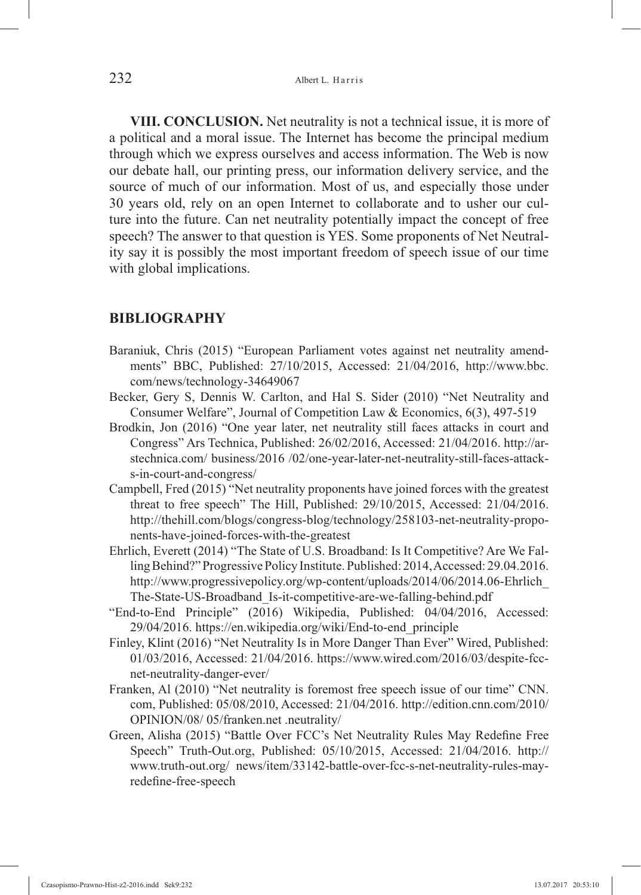**VIII. CONCLUSION.** Net neutrality is not a technical issue, it is more of a political and a moral issue. The Internet has become the principal medium through which we express ourselves and access information. The Web is now our debate hall, our printing press, our information delivery service, and the source of much of our information. Most of us, and especially those under 30 years old, rely on an open Internet to collaborate and to usher our culture into the future. Can net neutrality potentially impact the concept of free speech? The answer to that question is YES. Some proponents of Net Neutrality say it is possibly the most important freedom of speech issue of our time with global implications.

## BIBLIOGRAPHY

- Baraniuk, Chris (2015) "European Parliament votes against net neutrality amendments" BBC, Published: 27/10/2015, Accessed: 21/04/2016, http://www.bbc.com/news/technology-34649067
- Becker, Gery S, Dennis W. Carlton, and Hal S. Sider (2010) "Net Neutrality and Consumer Welfare", Journal of Competition Law & Economics, 6(3), 497-519
- Brodkin, Jon (2016) "One year later, net neutrality still faces attacks in court and Congress" Ars Technica, Published: 26/02/2016, Accessed: 21/04/2016. http://arstechnica.com/ business/2016 /02/one-year-later-net-neutrality-still-faces-attacks-in-court-and-congress/
- Campbell, Fred (2015) "Net neutrality proponents have joined forces with the greatest threat to free speech" The Hill, Published: 29/10/2015, Accessed: 21/04/2016. http://thehill.com/blogs/congress-blog/technology/258103-net-neutrality-proponents-have-joined-forces-with-the-greatest
- Ehrlich, Everett (2014) "The State of U.S. Broadband: Is It Competitive? Are We Falling Behind?" Progressive Policy Institute. Published: 2014, Accessed: 29.04.2016. http://www.progressivepolicy.org/wp-content/uploads/2014/06/2014.06-Ehrlich_The-State-US-Broadband_Is-it-competitive-are-we-falling-behind.pdf
- "End-to-End Principle" (2016) Wikipedia, Published: 04/04/2016, Accessed: 29/04/2016. https://en.wikipedia.org/wiki/End-to-end_principle
- Finley, Klint (2016) "Net Neutrality Is in More Danger Than Ever" Wired, Published: 01/03/2016, Accessed: 21/04/2016. https://www.wired.com/2016/03/despite-fcc-net-neutrality-danger-ever/
- Franken, Al (2010) "Net neutrality is foremost free speech issue of our time" CNN.com, Published: 05/08/2010, Accessed: 21/04/2016. http://edition.cnn.com/2010/ OPINION/08/ 05/franken.net .neutrality/
- Green, Alisha (2015) "Battle Over FCC's Net Neutrality Rules May Redefine Free Speech" Truth-Out.org, Published: 05/10/2015, Accessed: 21/04/2016. http:// www.truth-out.org/ news/item/33142-battle-over-fcc-s-net-neutrality-rules-may-redefine-free-speech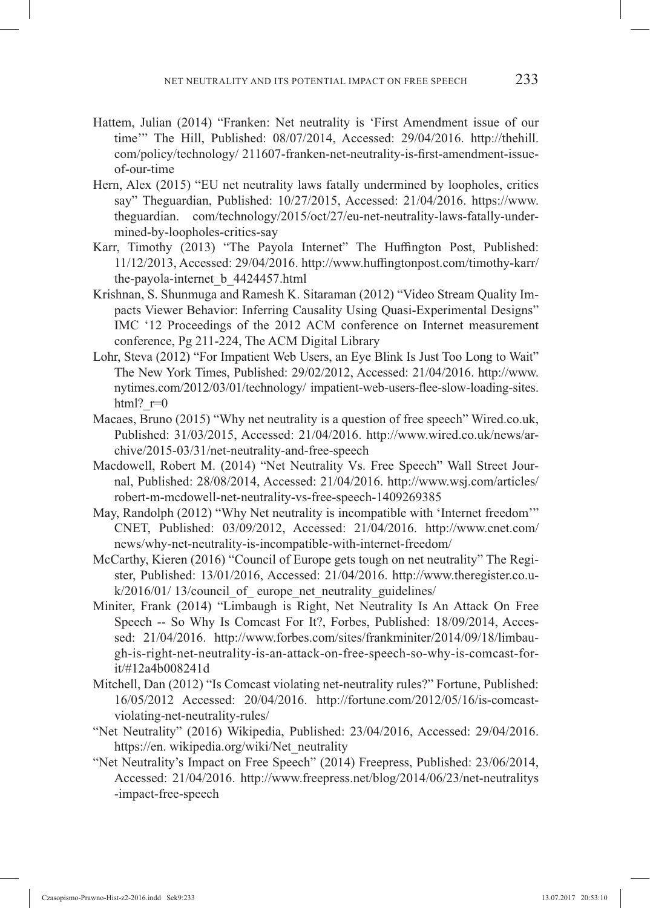Hattem, Julian (2014) "Franken: Net neutrality is 'First Amendment issue of our time'" The Hill, Published: 08/07/2014, Accessed: 29/04/2016. http://thehill.com/policy/technology/ 211607-franken-net-neutrality-is-first-amendment-issue-of-our-time

Hern, Alex (2015) "EU net neutrality laws fatally undermined by loopholes, critics say" Theguardian, Published: 10/27/2015, Accessed: 21/04/2016. https://www.theguardian. com/technology/2015/oct/27/eu-net-neutrality-laws-fatally-undermined-by-loopholes-critics-say

Karr, Timothy (2013) "The Payola Internet" The Huffington Post, Published: 11/12/2013, Accessed: 29/04/2016. http://www.huffingtonpost.com/timothy-karr/the-payola-internet_b_4424457.html

Krishnan, S. Shunmuga and Ramesh K. Sitaraman (2012) "Video Stream Quality Impacts Viewer Behavior: Inferring Causality Using Quasi-Experimental Designs" IMC '12 Proceedings of the 2012 ACM conference on Internet measurement conference, Pg 211-224, The ACM Digital Library

Lohr, Steva (2012) "For Impatient Web Users, an Eye Blink Is Just Too Long to Wait" The New York Times, Published: 29/02/2012, Accessed: 21/04/2016. http://www.nytimes.com/2012/03/01/technology/ impatient-web-users-flee-slow-loading-sites.html?_r=0

Macaes, Bruno (2015) "Why net neutrality is a question of free speech" Wired.co.uk, Published: 31/03/2015, Accessed: 21/04/2016. http://www.wired.co.uk/news/archive/2015-03-31/net-neutrality-and-free-speech

Macdowell, Robert M. (2014) "Net Neutrality Vs. Free Speech" Wall Street Journal, Published: 28/08/2014, Accessed: 21/04/2016. http://www.wsj.com/articles/robert-m-mcdowell-net-neutrality-vs-free-speech-1409269385

May, Randolph (2012) "Why Net neutrality is incompatible with 'Internet freedom'" CNET, Published: 03/09/2012, Accessed: 21/04/2016. http://www.cnet.com/news/why-net-neutrality-is-incompatible-with-internet-freedom/

McCarthy, Kieren (2016) "Council of Europe gets tough on net neutrality" The Register, Published: 13/01/2016, Accessed: 21/04/2016. http://www.theregister.co.uk/2016/01/ 13/council_of_ europe_net_neutrality_guidelines/

Miniter, Frank (2014) "Limbaugh is Right, Net Neutrality Is An Attack On Free Speech -- So Why Is Comcast For It?, Forbes, Published: 18/09/2014, Accessed: 21/04/2016. http://www.forbes.com/sites/frankminiter/2014/09/18/limbaugh-is-right-net-neutrality-is-an-attack-on-free-speech-so-why-is-comcast-for-it/#12a4b008241d

Mitchell, Dan (2012) "Is Comcast violating net-neutrality rules?" Fortune, Published: 16/05/2012 Accessed: 20/04/2016. http://fortune.com/2012/05/16/is-comcast-violating-net-neutrality-rules/

"Net Neutrality" (2016) Wikipedia, Published: 23/04/2016, Accessed: 29/04/2016. https://en. wikipedia.org/wiki/Net_neutrality

"Net Neutrality's Impact on Free Speech" (2014) Freepress, Published: 23/06/2014, Accessed: 21/04/2016. http://www.freepress.net/blog/2014/06/23/net-neutralitys-impact-free-speech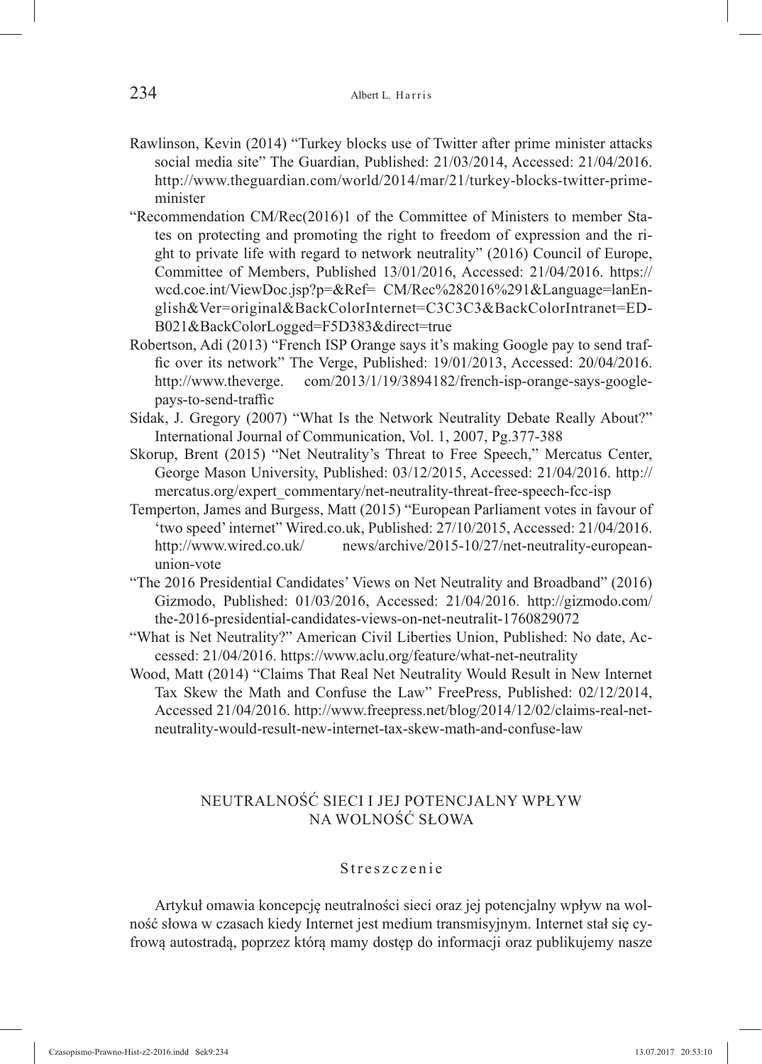Rawlinson, Kevin (2014) "Turkey blocks use of Twitter after prime minister attacks social media site" The Guardian, Published: 21/03/2014, Accessed: 21/04/2016. http://www.theguardian.com/world/2014/mar/21/turkey-blocks-twitter-prime-minister

"Recommendation CM/Rec(2016)1 of the Committee of Ministers to member States on protecting and promoting the right to freedom of expression and the right to private life with regard to network neutrality" (2016) Council of Europe, Committee of Members, Published 13/01/2016, Accessed: 21/04/2016. https://wcd.coe.int/ViewDoc.jsp?p=&Ref= CM/Rec%282016%291&Language=lanEnglish&Ver=original&BackColorInternet=C3C3C3&BackColorIntranet=EDB021&BackColorLogged=F5D383&direct=true

Robertson, Adi (2013) "French ISP Orange says it's making Google pay to send traffic over its network" The Verge, Published: 19/01/2013, Accessed: 20/04/2016. http://www.theverge. com/2013/1/19/3894182/french-isp-orange-says-google-pays-to-send-traffic

Sidak, J. Gregory (2007) "What Is the Network Neutrality Debate Really About?" International Journal of Communication, Vol. 1, 2007, Pg.377-388

Skorup, Brent (2015) "Net Neutrality's Threat to Free Speech," Mercatus Center, George Mason University, Published: 03/12/2015, Accessed: 21/04/2016. http://mercatus.org/expert_commentary/net-neutrality-threat-free-speech-fcc-isp

Temperton, James and Burgess, Matt (2015) "European Parliament votes in favour of 'two speed' internet" Wired.co.uk, Published: 27/10/2015, Accessed: 21/04/2016. http://www.wired.co.uk/ news/archive/2015-10/27/net-neutrality-european-union-vote

"The 2016 Presidential Candidates' Views on Net Neutrality and Broadband" (2016) Gizmodo, Published: 01/03/2016, Accessed: 21/04/2016. http://gizmodo.com/the-2016-presidential-candidates-views-on-net-neutralit-1760829072

"What is Net Neutrality?" American Civil Liberties Union, Published: No date, Accessed: 21/04/2016. https://www.aclu.org/feature/what-net-neutrality

Wood, Matt (2014) "Claims That Real Net Neutrality Would Result in New Internet Tax Skew the Math and Confuse the Law" FreePress, Published: 02/12/2014, Accessed 21/04/2016. http://www.freepress.net/blog/2014/12/02/claims-real-net-neutrality-would-result-new-internet-tax-skew-math-and-confuse-law

## NEUTRALNOŚĆ SIECI I JEJ POTENCJALNY WPŁYW NA WOLNOŚĆ SŁOWA

### Streszczenie

Artykuł omawia koncepcję neutralności sieci oraz jej potencjalny wpływ na wolność słowa w czasach kiedy Internet jest medium transmisyjnym. Internet stał się cyfrową autostradą, poprzez którą mamy dostęp do informacji oraz publikujemy nasze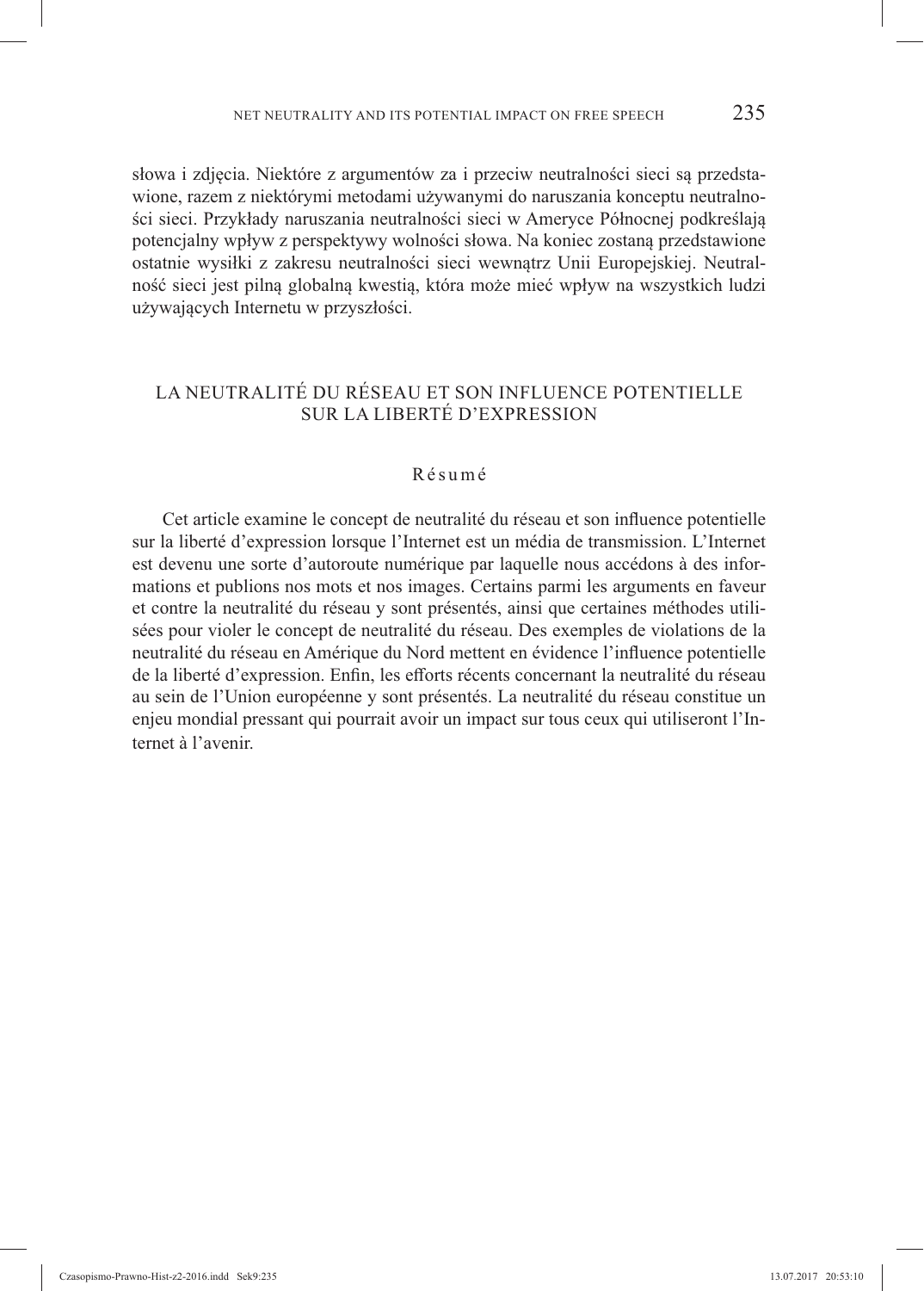słowa i zdjęcia. Niektóre z argumentów za i przeciw neutralności sieci są przedstawione, razem z niektórymi metodami używanymi do naruszania konceptu neutralności sieci. Przykłady naruszania neutralności sieci w Ameryce Północnej podkreślają potencjalny wpływ z perspektywy wolności słowa. Na koniec zostaną przedstawione ostatnie wysiłki z zakresu neutralności sieci wewnątrz Unii Europejskiej. Neutralność sieci jest pilną globalną kwestią, która może mieć wpływ na wszystkich ludzi używających Internetu w przyszłości.

## LA NEUTRALITÉ DU RÉSEAU ET SON INFLUENCE POTENTIELLE SUR LA LIBERTÉ D'EXPRESSION

### Résumé

Cet article examine le concept de neutralité du réseau et son influence potentielle sur la liberté d'expression lorsque l'Internet est un média de transmission. L'Internet est devenu une sorte d'autoroute numérique par laquelle nous accédons à des informations et publions nos mots et nos images. Certains parmi les arguments en faveur et contre la neutralité du réseau y sont présentés, ainsi que certaines méthodes utilisées pour violer le concept de neutralité du réseau. Des exemples de violations de la neutralité du réseau en Amérique du Nord mettent en évidence l'influence potentielle de la liberté d'expression. Enfin, les efforts récents concernant la neutralité du réseau au sein de l'Union européenne y sont présentés. La neutralité du réseau constitue un enjeu mondial pressant qui pourrait avoir un impact sur tous ceux qui utiliseront l'Internet à l'avenir.